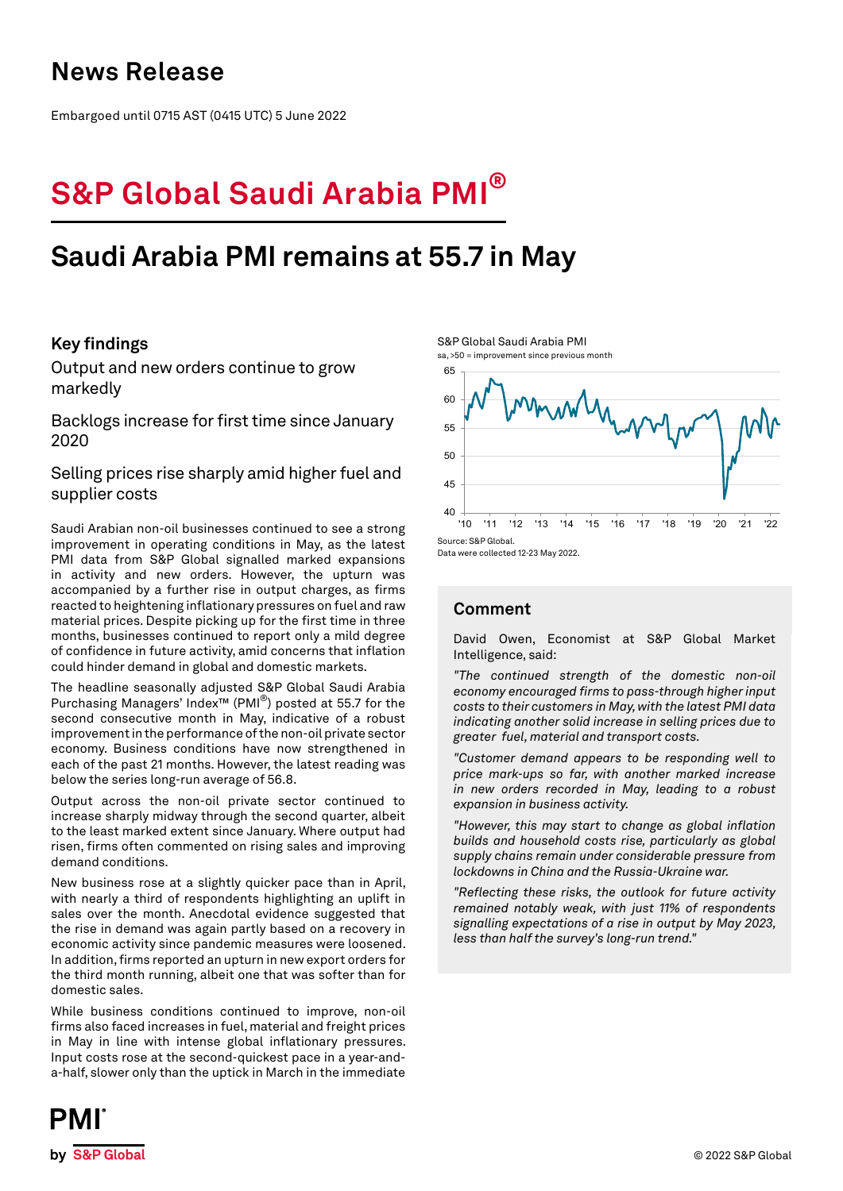# News Release

Embargoed until 0715 AST (0415 UTC) 5 June 2022

# S&P Global Saudi Arabia PMI®

## Saudi Arabia PMI remains at 55.7 in May

### Key findings

Output and new orders continue to grow markedly

Backlogs increase for first time since January 2020

Selling prices rise sharply amid higher fuel and supplier costs

Saudi Arabian non-oil businesses continued to see a strong improvement in operating conditions in May, as the latest PMI data from S&P Global signalled marked expansions in activity and new orders. However, the upturn was accompanied by a further rise in output charges, as firms reacted to heightening inflationary pressures on fuel and raw material prices. Despite picking up for the first time in three months, businesses continued to report only a mild degree of confidence in future activity, amid concerns that inflation could hinder demand in global and domestic markets.

The headline seasonally adjusted S&P Global Saudi Arabia Purchasing Managers' Index™ (PMI®) posted at 55.7 for the second consecutive month in May, indicative of a robust improvement in the performance of the non-oil private sector economy. Business conditions have now strengthened in each of the past 21 months. However, the latest reading was below the series long-run average of 56.8.

Output across the non-oil private sector continued to increase sharply midway through the second quarter, albeit to the least marked extent since January. Where output had risen, firms often commented on rising sales and improving demand conditions.

New business rose at a slightly quicker pace than in April, with nearly a third of respondents highlighting an uplift in sales over the month. Anecdotal evidence suggested that the rise in demand was again partly based on a recovery in economic activity since pandemic measures were loosened. In addition, firms reported an upturn in new export orders for the third month running, albeit one that was softer than for domestic sales.

While business conditions continued to improve, non-oil firms also faced increases in fuel, material and freight prices in May in line with intense global inflationary pressures. Input costs rose at the second-quickest pace in a year-and-a-half, slower only than the uptick in March in the immediate

S&P Global Saudi Arabia PMI

sa, >50 = improvement since previous month

Source: S&P Global.

Data were collected 12-23 May 2022.

### Comment

David Owen, Economist at S&P Global Market Intelligence, said:

*"The continued strength of the domestic non-oil economy encouraged firms to pass-through higher input costs to their customers in May, with the latest PMI data indicating another solid increase in selling prices due to greater fuel, material and transport costs.*

*"Customer demand appears to be responding well to price mark-ups so far, with another marked increase in new orders recorded in May, leading to a robust expansion in business activity.*

*"However, this may start to change as global inflation builds and household costs rise, particularly as global supply chains remain under considerable pressure from lockdowns in China and the Russia-Ukraine war.*

*"Reflecting these risks, the outlook for future activity remained notably weak, with just 11% of respondents signalling expectations of a rise in output by May 2023, less than half the survey's long-run trend."*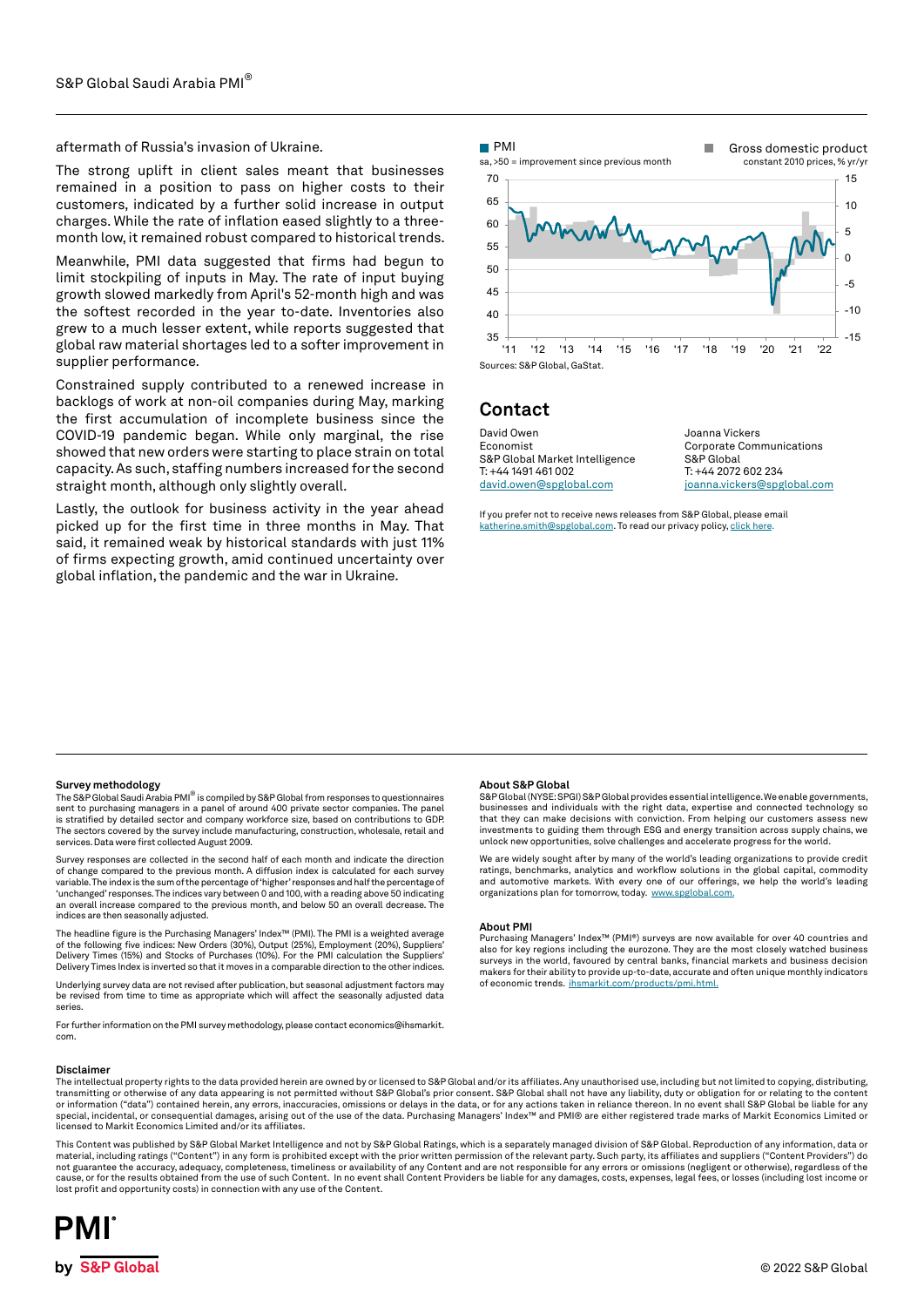aftermath of Russia's invasion of Ukraine.

The strong uplift in client sales meant that businesses remained in a position to pass on higher costs to their customers, indicated by a further solid increase in output charges. While the rate of inflation eased slightly to a three-month low, it remained robust compared to historical trends.

Meanwhile, PMI data suggested that firms had begun to limit stockpiling of inputs in May. The rate of input buying growth slowed markedly from April's 52-month high and was the softest recorded in the year to-date. Inventories also grew to a much lesser extent, while reports suggested that global raw material shortages led to a softer improvement in supplier performance.

Constrained supply contributed to a renewed increase in backlogs of work at non-oil companies during May, marking the first accumulation of incomplete business since the COVID-19 pandemic began. While only marginal, the rise showed that new orders were starting to place strain on total capacity. As such, staffing numbers increased for the second straight month, although only slightly overall.

Lastly, the outlook for business activity in the year ahead picked up for the first time in three months in May. That said, it remained weak by historical standards with just 11% of firms expecting growth, amid continued uncertainty over global inflation, the pandemic and the war in Ukraine.

PMI
sa, >50 = improvement since previous month

Gross domestic product
constant 2010 prices, % yr/yr

70
65
60
55
50
45
40
35

15
10
5
0
-5
-10
-15

'11 '12 '13 '14 '15 '16 '17 '18 '19 '20 '21 '22

Sources: S&P Global, GaStat.

## Contact

David Owen
Economist
S&P Global Market Intelligence
T: +44 1491 461 002
david.owen@spglobal.com

Joanna Vickers
Corporate Communications
S&P Global
T: +44 2072 602 234
joanna.vickers@spglobal.com

If you prefer not to receive news releases from S&P Global, please email katherine.smith@spglobal.com. To read our privacy policy, click here.

### Survey methodology

The S&P Global Saudi Arabia PMI® is compiled by S&P Global from responses to questionnaires sent to purchasing managers in a panel of around 400 private sector companies. The panel is stratified by detailed sector and company workforce size, based on contributions to GDP. The sectors covered by the survey include manufacturing, construction, wholesale, retail and services. Data were first collected August 2009.

Survey responses are collected in the second half of each month and indicate the direction of change compared to the previous month. A diffusion index is calculated for each survey variable. The index is the sum of the percentage of 'higher' responses and half the percentage of 'unchanged' responses. The indices vary between 0 and 100, with a reading above 50 indicating an overall increase compared to the previous month, and below 50 an overall decrease. The indices are then seasonally adjusted.

The headline figure is the Purchasing Managers' Index™ (PMI). The PMI is a weighted average of the following five indices: New Orders (30%), Output (25%), Employment (20%), Suppliers' Delivery Times (15%) and Stocks of Purchases (10%). For the PMI calculation the Suppliers' Delivery Times Index is inverted so that it moves in a comparable direction to the other indices.

Underlying survey data are not revised after publication, but seasonal adjustment factors may be revised from time to time as appropriate which will affect the seasonally adjusted data series.

For further information on the PMI survey methodology, please contact economics@ihsmarkit.com.

### About S&P Global

S&P Global (NYSE: SPGI) S&P Global provides essential intelligence. We enable governments, businesses and individuals with the right data, expertise and connected technology so that they can make decisions with conviction. From helping our customers assess new investments to guiding them through ESG and energy transition across supply chains, we unlock new opportunities, solve challenges and accelerate progress for the world.

We are widely sought after by many of the world's leading organizations to provide credit ratings, benchmarks, analytics and workflow solutions in the global capital, commodity and automotive markets. With every one of our offerings, we help the world's leading organizations plan for tomorrow, today. www.spglobal.com.

### About PMI

Purchasing Managers' Index™ (PMI®) surveys are now available for over 40 countries and also for key regions including the eurozone. They are the most closely watched business surveys in the world, favoured by central banks, financial markets and business decision makers for their ability to provide up-to-date, accurate and often unique monthly indicators of economic trends. ihsmarkit.com/products/pmi.html.

### Disclaimer

The intellectual property rights to the data provided herein are owned by or licensed to S&P Global and/or its affiliates. Any unauthorised use, including but not limited to copying, distributing, transmitting or otherwise of any data appearing is not permitted without S&P Global's prior consent. S&P Global shall not have any liability, duty or obligation for or relating to the content or information ("data") contained herein, any errors, inaccuracies, omissions or delays in the data, or for any actions taken in reliance thereon. In no event shall S&P Global be liable for any special, incidental, or consequential damages, arising out of the use of the data. Purchasing Managers' Index™ and PMI® are either registered trade marks of Markit Economics Limited or licensed to Markit Economics Limited and/or its affiliates.

This Content was published by S&P Global Market Intelligence and not by S&P Global Ratings, which is a separately managed division of S&P Global. Reproduction of any information, data or material, including ratings ("Content") in any form is prohibited except with the prior written permission of the relevant party. Such party, its affiliates and suppliers ("Content Providers") do not guarantee the accuracy, adequacy, completeness, timeliness or availability of any Content and are not responsible for any errors or omissions (negligent or otherwise), regardless of the cause, or for the results obtained from the use of such Content. In no event shall Content Providers be liable for any damages, costs, expenses, legal fees, or losses (including lost income or lost profit and opportunity costs) in connection with any use of the Content.

PMI by S&P Global

© 2022 S&P Global